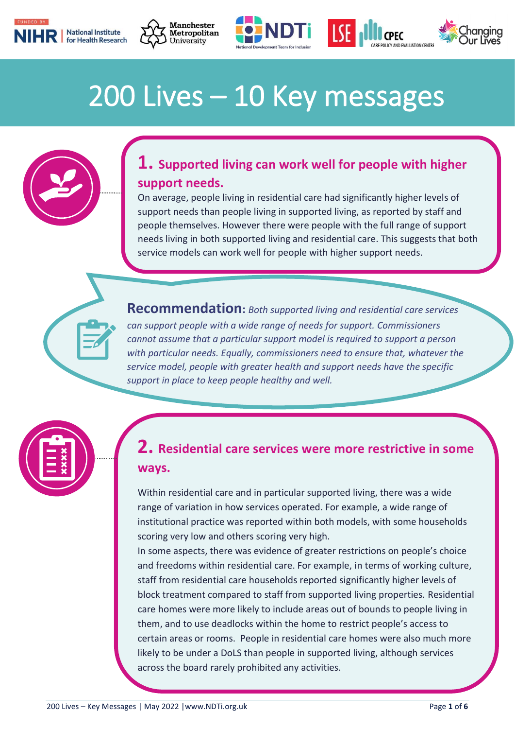# 200 Lives – 10 Key messages

## 1. Supported living can work well for people with higher support needs.

On average, people living in residential care had significantly higher levels of support needs than people living in supported living, as reported by staff and people themselves. However there were people with the full range of support needs living in both supported living and residential care. This suggests that both service models can work well for people with higher support needs.

**Recommendation:** *Both supported living and residential care services can support people with a wide range of needs for support. Commissioners cannot assume that a particular support model is required to support a person with particular needs. Equally, commissioners need to ensure that, whatever the service model, people with greater health and support needs have the specific support in place to keep people healthy and well.*

## 2. Residential care services were more restrictive in some ways.

Within residential care and in particular supported living, there was a wide range of variation in how services operated. For example, a wide range of institutional practice was reported within both models, with some households scoring very low and others scoring very high.

In some aspects, there was evidence of greater restrictions on people's choice and freedoms within residential care. For example, in terms of working culture, staff from residential care households reported significantly higher levels of block treatment compared to staff from supported living properties. Residential care homes were more likely to include areas out of bounds to people living in them, and to use deadlocks within the home to restrict people's access to certain areas or rooms. People in residential care homes were also much more likely to be under a DoLS than people in supported living, although services across the board rarely prohibited any activities.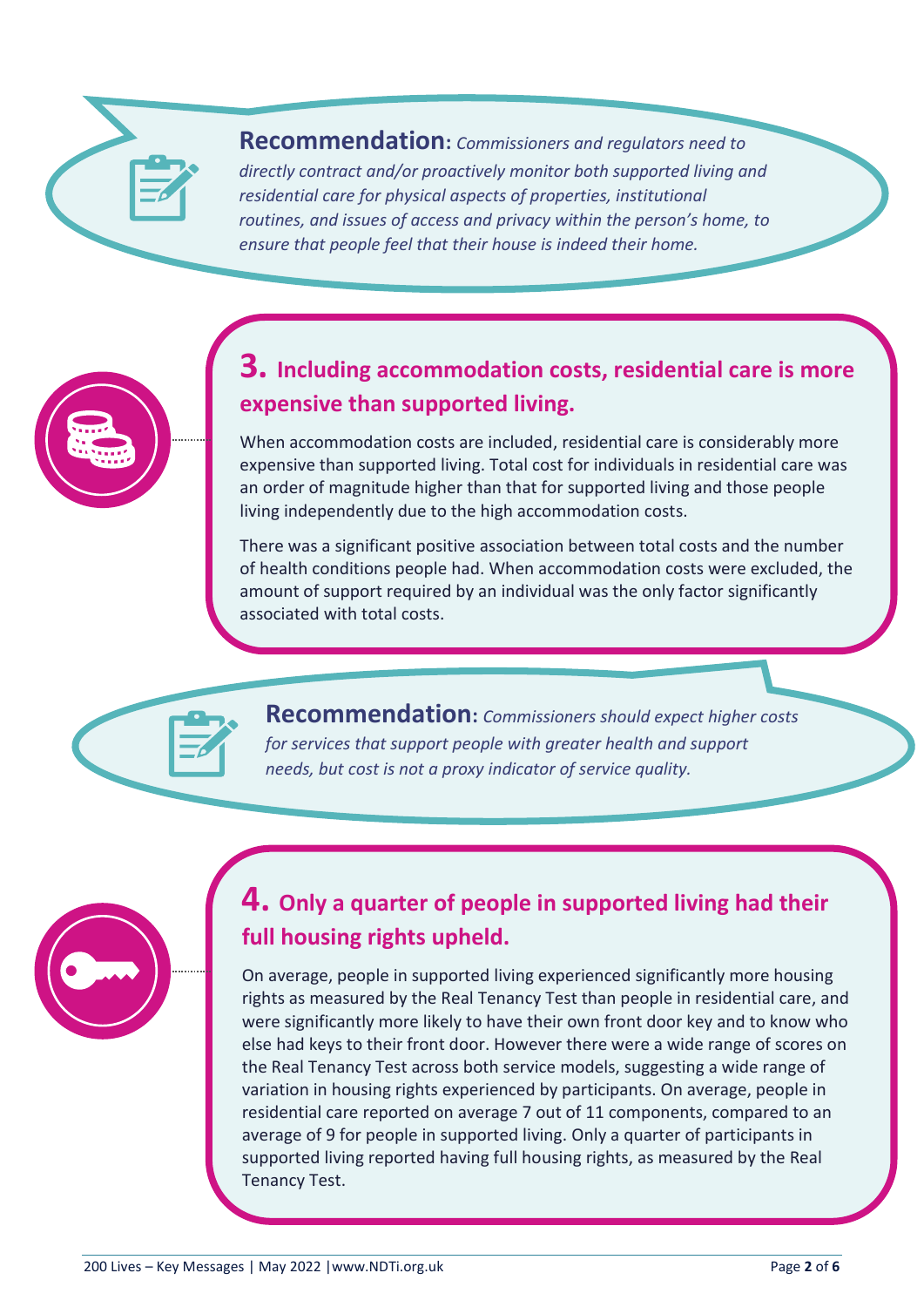**Recommendation:** *Commissioners and regulators need to directly contract and/or proactively monitor both supported living and residential care for physical aspects of properties, institutional routines, and issues of access and privacy within the person's home, to ensure that people feel that their house is indeed their home.*

## 3. Including accommodation costs, residential care is more expensive than supported living.

When accommodation costs are included, residential care is considerably more expensive than supported living. Total cost for individuals in residential care was an order of magnitude higher than that for supported living and those people living independently due to the high accommodation costs.

There was a significant positive association between total costs and the number of health conditions people had. When accommodation costs were excluded, the amount of support required by an individual was the only factor significantly associated with total costs.

**Recommendation:** *Commissioners should expect higher costs for services that support people with greater health and support needs, but cost is not a proxy indicator of service quality.*

## 4. Only a quarter of people in supported living had their full housing rights upheld.

On average, people in supported living experienced significantly more housing rights as measured by the Real Tenancy Test than people in residential care, and were significantly more likely to have their own front door key and to know who else had keys to their front door. However there were a wide range of scores on the Real Tenancy Test across both service models, suggesting a wide range of variation in housing rights experienced by participants. On average, people in residential care reported on average 7 out of 11 components, compared to an average of 9 for people in supported living. Only a quarter of participants in supported living reported having full housing rights, as measured by the Real Tenancy Test.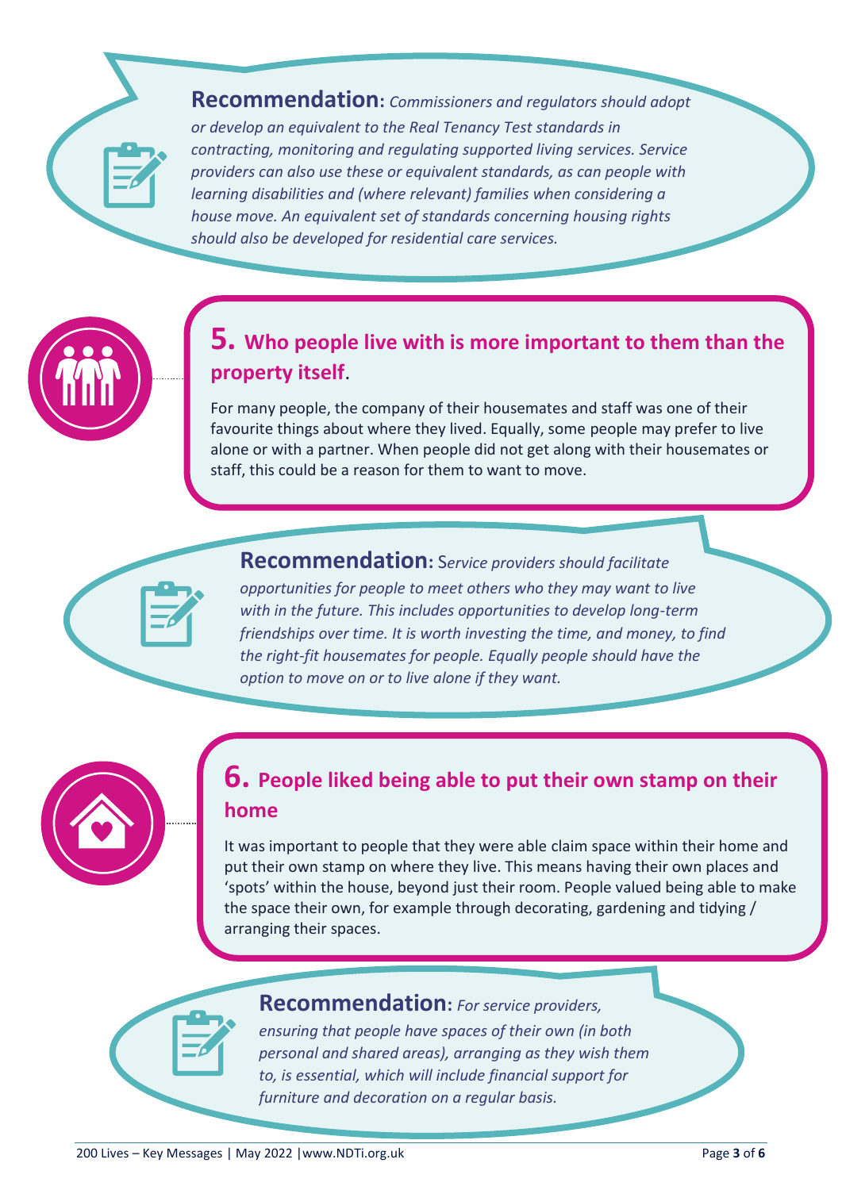**Recommendation:** *Commissioners and regulators should adopt or develop an equivalent to the Real Tenancy Test standards in contracting, monitoring and regulating supported living services. Service providers can also use these or equivalent standards, as can people with learning disabilities and (where relevant) families when considering a house move. An equivalent set of standards concerning housing rights should also be developed for residential care services.*

## 5. Who people live with is more important to them than the property itself.

For many people, the company of their housemates and staff was one of their favourite things about where they lived. Equally, some people may prefer to live alone or with a partner. When people did not get along with their housemates or staff, this could be a reason for them to want to move.

**Recommendation:** S*ervice providers should facilitate opportunities for people to meet others who they may want to live with in the future. This includes opportunities to develop long-term friendships over time. It is worth investing the time, and money, to find the right-fit housemates for people. Equally people should have the option to move on or to live alone if they want.*

## 6. People liked being able to put their own stamp on their home

It was important to people that they were able claim space within their home and put their own stamp on where they live. This means having their own places and 'spots' within the house, beyond just their room. People valued being able to make the space their own, for example through decorating, gardening and tidying / arranging their spaces.

**Recommendation:** *For service providers, ensuring that people have spaces of their own (in both personal and shared areas), arranging as they wish them to, is essential, which will include financial support for furniture and decoration on a regular basis.*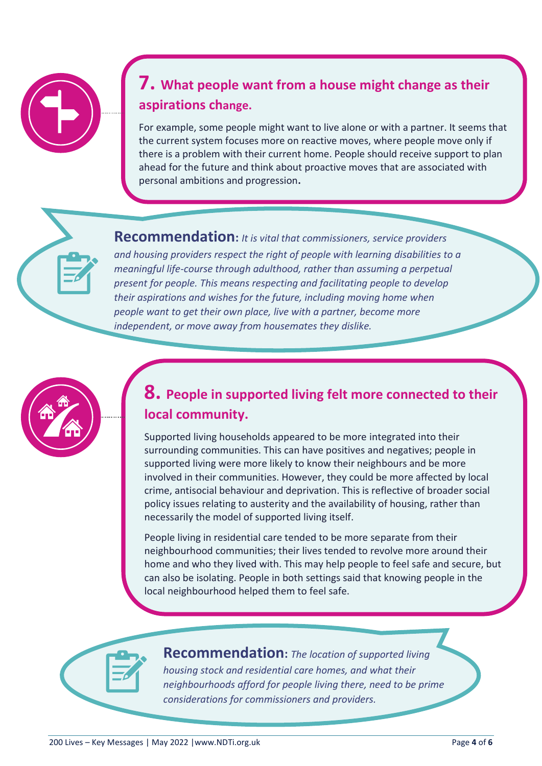## 7. What people want from a house might change as their aspirations change.

For example, some people might want to live alone or with a partner. It seems that the current system focuses more on reactive moves, where people move only if there is a problem with their current home. People should receive support to plan ahead for the future and think about proactive moves that are associated with personal ambitions and progression.

**Recommendation:** *It is vital that commissioners, service providers and housing providers respect the right of people with learning disabilities to a meaningful life-course through adulthood, rather than assuming a perpetual present for people. This means respecting and facilitating people to develop their aspirations and wishes for the future, including moving home when people want to get their own place, live with a partner, become more independent, or move away from housemates they dislike.*

## 8. People in supported living felt more connected to their local community.

Supported living households appeared to be more integrated into their surrounding communities. This can have positives and negatives; people in supported living were more likely to know their neighbours and be more involved in their communities. However, they could be more affected by local crime, antisocial behaviour and deprivation. This is reflective of broader social policy issues relating to austerity and the availability of housing, rather than necessarily the model of supported living itself.

People living in residential care tended to be more separate from their neighbourhood communities; their lives tended to revolve more around their home and who they lived with. This may help people to feel safe and secure, but can also be isolating. People in both settings said that knowing people in the local neighbourhood helped them to feel safe.

**Recommendation:** *The location of supported living housing stock and residential care homes, and what their neighbourhoods afford for people living there, need to be prime considerations for commissioners and providers.*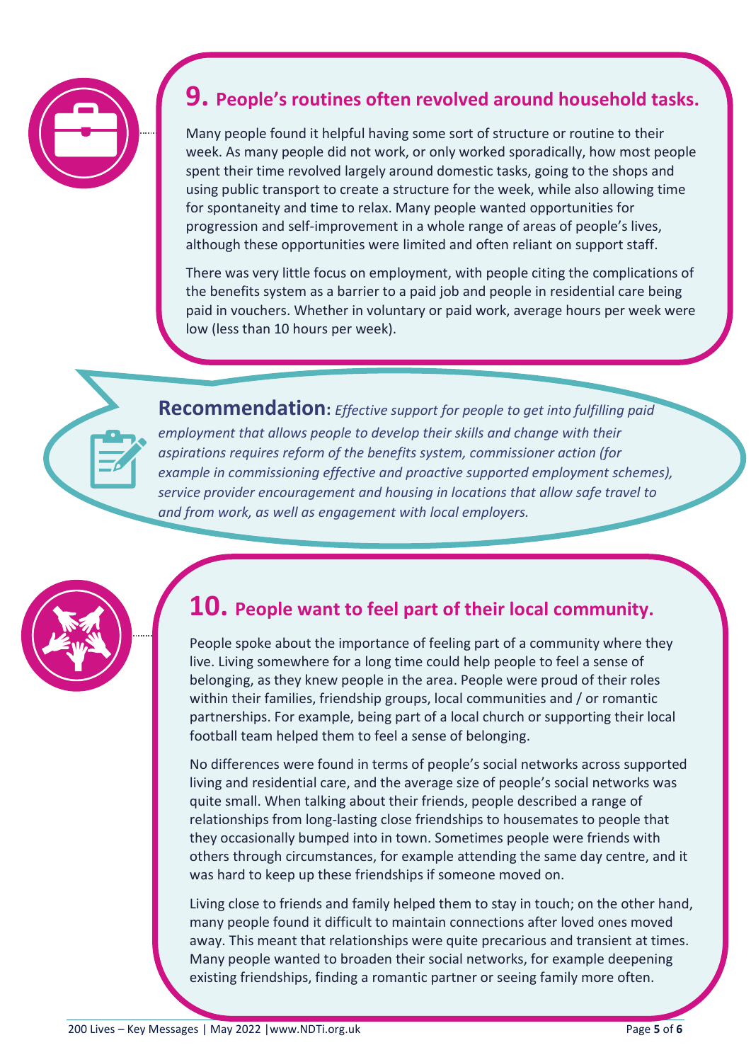## 9. People's routines often revolved around household tasks.

Many people found it helpful having some sort of structure or routine to their week. As many people did not work, or only worked sporadically, how most people spent their time revolved largely around domestic tasks, going to the shops and using public transport to create a structure for the week, while also allowing time for spontaneity and time to relax. Many people wanted opportunities for progression and self-improvement in a whole range of areas of people's lives, although these opportunities were limited and often reliant on support staff.

There was very little focus on employment, with people citing the complications of the benefits system as a barrier to a paid job and people in residential care being paid in vouchers. Whether in voluntary or paid work, average hours per week were low (less than 10 hours per week).

**Recommendation:** *Effective support for people to get into fulfilling paid employment that allows people to develop their skills and change with their aspirations requires reform of the benefits system, commissioner action (for example in commissioning effective and proactive supported employment schemes), service provider encouragement and housing in locations that allow safe travel to and from work, as well as engagement with local employers.*

## 10. People want to feel part of their local community.

People spoke about the importance of feeling part of a community where they live. Living somewhere for a long time could help people to feel a sense of belonging, as they knew people in the area. People were proud of their roles within their families, friendship groups, local communities and / or romantic partnerships. For example, being part of a local church or supporting their local football team helped them to feel a sense of belonging.

No differences were found in terms of people's social networks across supported living and residential care, and the average size of people's social networks was quite small. When talking about their friends, people described a range of relationships from long-lasting close friendships to housemates to people that they occasionally bumped into in town. Sometimes people were friends with others through circumstances, for example attending the same day centre, and it was hard to keep up these friendships if someone moved on.

Living close to friends and family helped them to stay in touch; on the other hand, many people found it difficult to maintain connections after loved ones moved away. This meant that relationships were quite precarious and transient at times. Many people wanted to broaden their social networks, for example deepening existing friendships, finding a romantic partner or seeing family more often.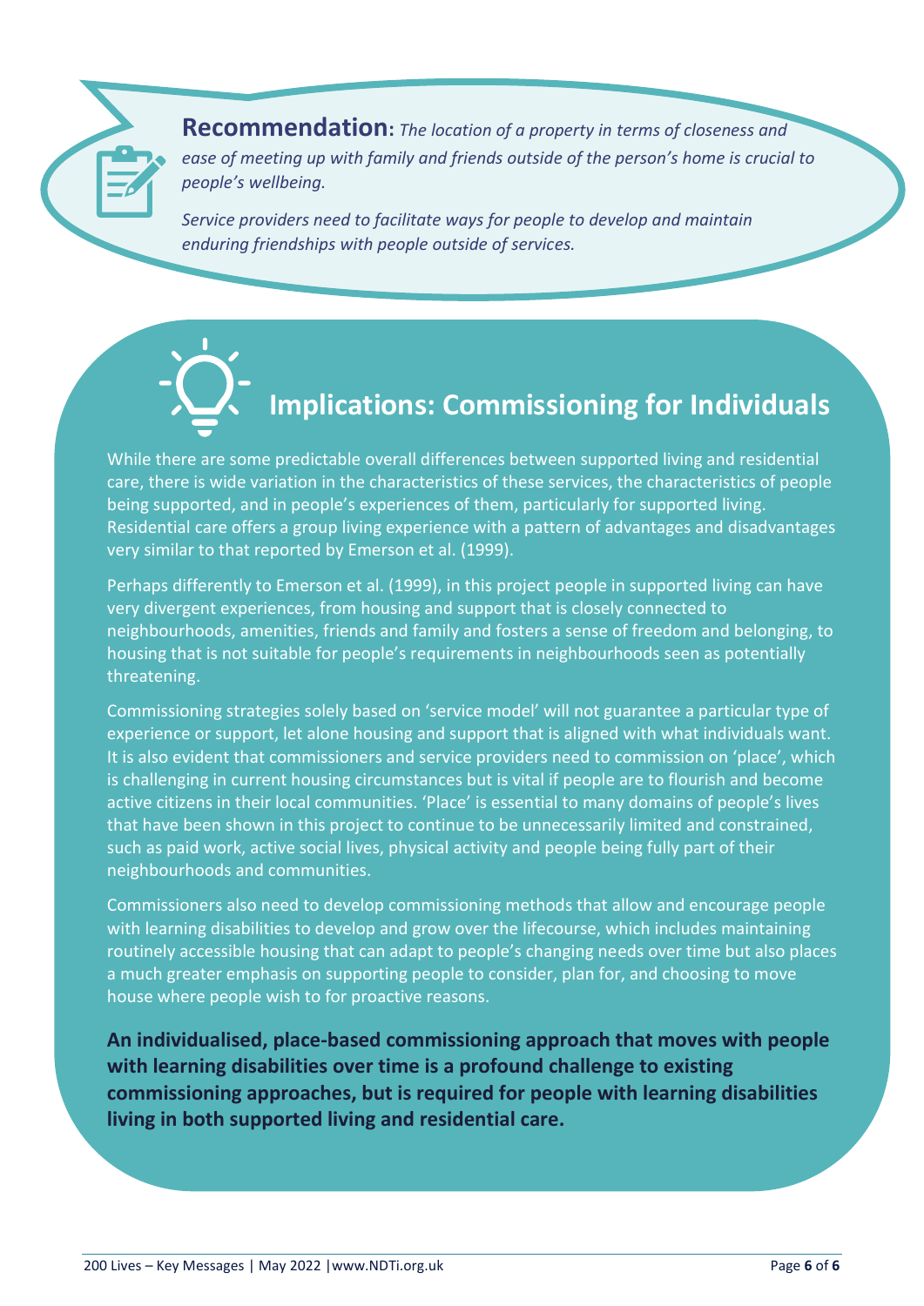**Recommendation:** *The location of a property in terms of closeness and ease of meeting up with family and friends outside of the person's home is crucial to people's wellbeing.*

*Service providers need to facilitate ways for people to develop and maintain enduring friendships with people outside of services.*

## Implications: Commissioning for Individuals

While there are some predictable overall differences between supported living and residential care, there is wide variation in the characteristics of these services, the characteristics of people being supported, and in people's experiences of them, particularly for supported living. Residential care offers a group living experience with a pattern of advantages and disadvantages very similar to that reported by Emerson et al. (1999).

Perhaps differently to Emerson et al. (1999), in this project people in supported living can have very divergent experiences, from housing and support that is closely connected to neighbourhoods, amenities, friends and family and fosters a sense of freedom and belonging, to housing that is not suitable for people's requirements in neighbourhoods seen as potentially threatening.

Commissioning strategies solely based on 'service model' will not guarantee a particular type of experience or support, let alone housing and support that is aligned with what individuals want. It is also evident that commissioners and service providers need to commission on 'place', which is challenging in current housing circumstances but is vital if people are to flourish and become active citizens in their local communities. 'Place' is essential to many domains of people's lives that have been shown in this project to continue to be unnecessarily limited and constrained, such as paid work, active social lives, physical activity and people being fully part of their neighbourhoods and communities.

Commissioners also need to develop commissioning methods that allow and encourage people with learning disabilities to develop and grow over the lifecourse, which includes maintaining routinely accessible housing that can adapt to people's changing needs over time but also places a much greater emphasis on supporting people to consider, plan for, and choosing to move house where people wish to for proactive reasons.

**An individualised, place-based commissioning approach that moves with people with learning disabilities over time is a profound challenge to existing commissioning approaches, but is required for people with learning disabilities living in both supported living and residential care.**